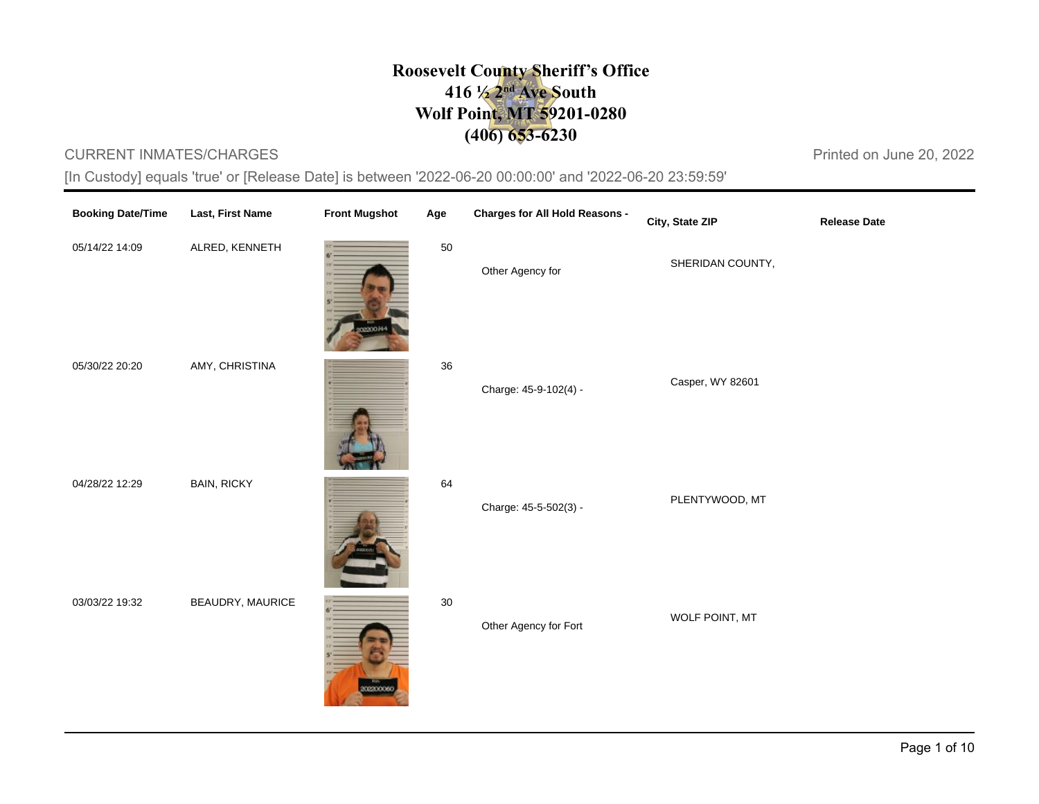# Roosevelt County Sheriff's Office
## 416 ½ 2nd Ave South
## Wolf Point, MT 59201-0280
## (406) 653-6230

CURRENT INMATES/CHARGES

Printed on June 20, 2022

[In Custody] equals 'true' or [Release Date] is between '2022-06-20 00:00:00' and '2022-06-20 23:59:59'

| Booking Date/Time | Last, First Name | Front Mugshot | Age | Charges for All Hold Reasons - | City, State ZIP | Release Date |
|---|---|---|---|---|---|---|
| 05/14/22 14:09 | ALRED, KENNETH | | 50 | Other Agency for | SHERIDAN COUNTY, | |
| 05/30/22 20:20 | AMY, CHRISTINA | | 36 | Charge: 45-9-102(4) - | Casper, WY 82601 | |
| 04/28/22 12:29 | BAIN, RICKY | | 64 | Charge: 45-5-502(3) - | PLENTYWOOD, MT | |
| 03/03/22 19:32 | BEAUDRY, MAURICE | | 30 | Other Agency for Fort | WOLF POINT, MT | |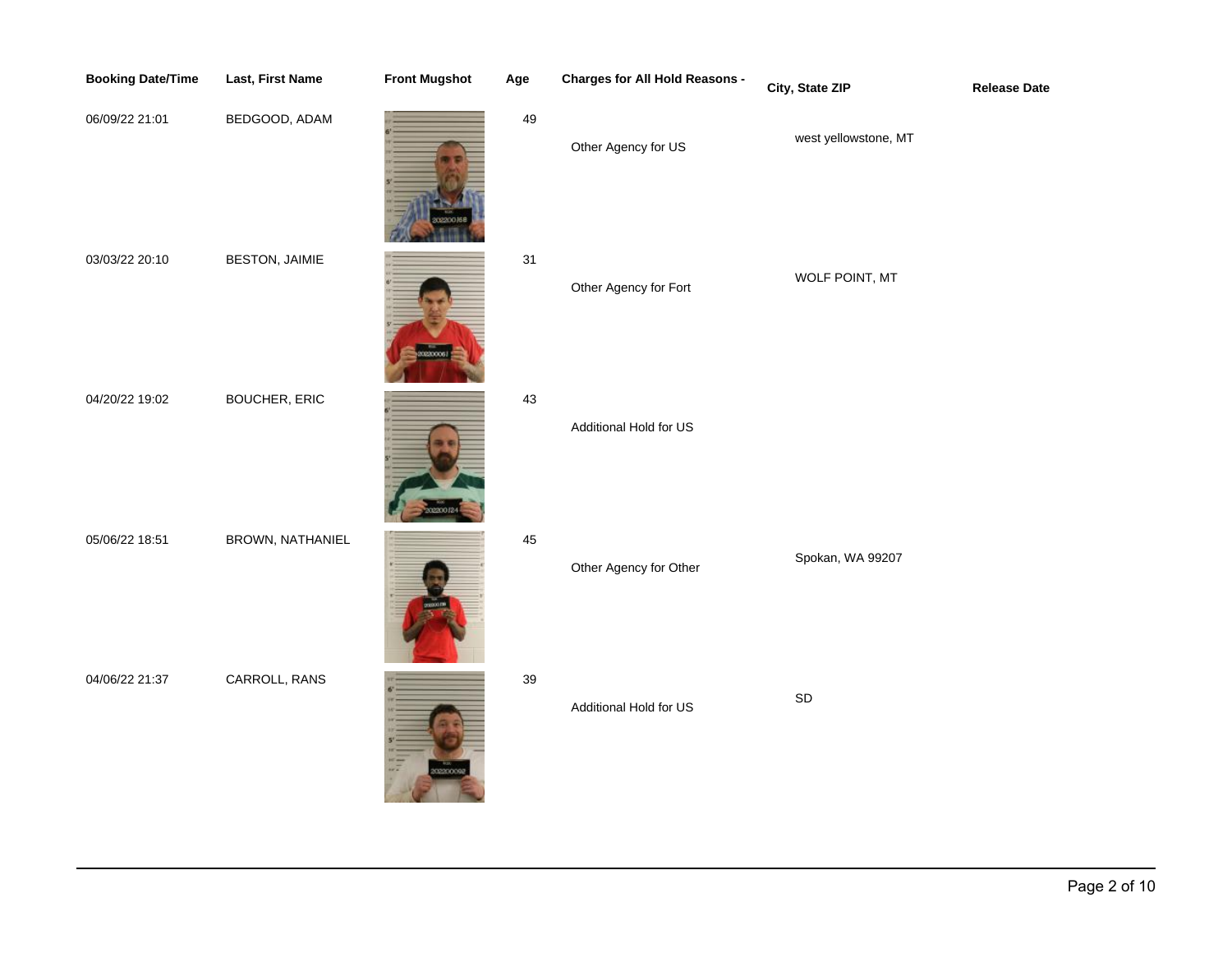| Booking Date/Time | Last, First Name | Front Mugshot | Age | Charges for All Hold Reasons - | City, State ZIP | Release Date |
|---|---|---|---|---|---|---|
| 06/09/22 21:01 | BEDGOOD, ADAM | | 49 | Other Agency for US | west yellowstone, MT | |
| 03/03/22 20:10 | BESTON, JAIMIE | | 31 | Other Agency for Fort | WOLF POINT, MT | |
| 04/20/22 19:02 | BOUCHER, ERIC | | 43 | Additional Hold for US | | |
| 05/06/22 18:51 | BROWN, NATHANIEL | | 45 | Other Agency for Other | Spokan, WA 99207 | |
| 04/06/22 21:37 | CARROLL, RANS | | 39 | Additional Hold for US | SD | |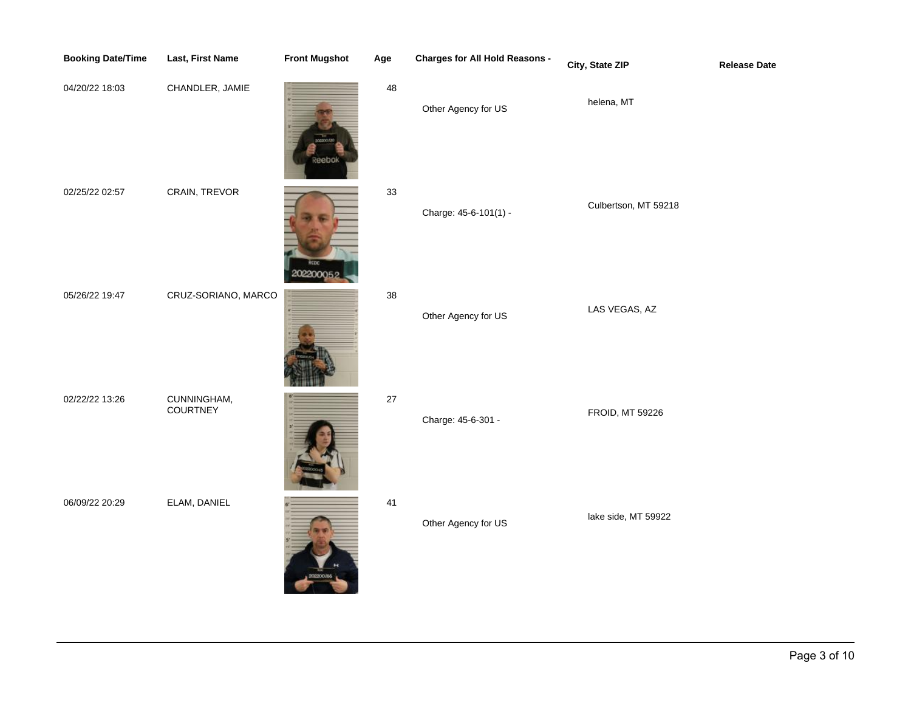| Booking Date/Time | Last, First Name | Front Mugshot | Age | Charges for All Hold Reasons - | City, State ZIP | Release Date |
|---|---|---|---|---|---|---|
| 04/20/22 18:03 | CHANDLER, JAMIE | | 48 | Other Agency for US | helena, MT | |
| 02/25/22 02:57 | CRAIN, TREVOR | | 33 | Charge: 45-6-101(1) - | Culbertson, MT 59218 | |
| 05/26/22 19:47 | CRUZ-SORIANO, MARCO | | 38 | Other Agency for US | LAS VEGAS, AZ | |
| 02/22/22 13:26 | CUNNINGHAM, COURTNEY | | 27 | Charge: 45-6-301 - | FROID, MT 59226 | |
| 06/09/22 20:29 | ELAM, DANIEL | | 41 | Other Agency for US | lake side, MT 59922 | |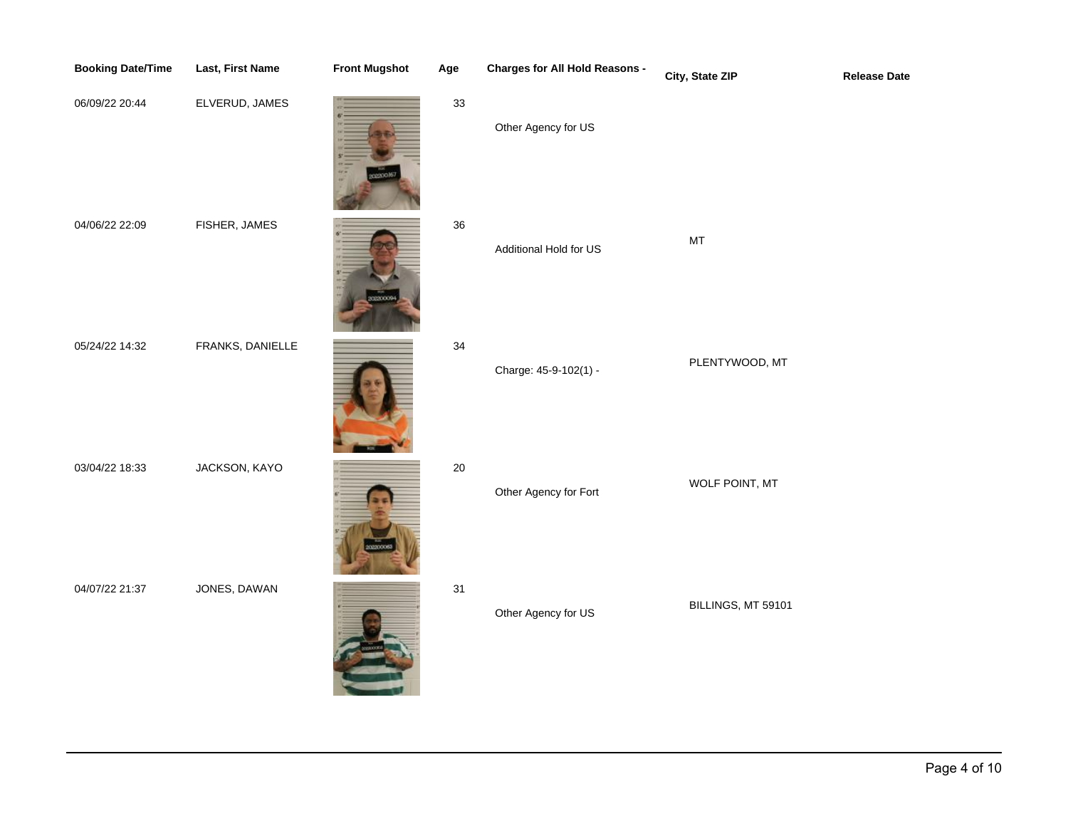| Booking Date/Time | Last, First Name | Front Mugshot | Age | Charges for All Hold Reasons - | City, State ZIP | Release Date |
|---|---|---|---|---|---|---|
| 06/09/22 20:44 | ELVERUD, JAMES | | 33 | Other Agency for US | | |
| 04/06/22 22:09 | FISHER, JAMES | | 36 | Additional Hold for US | MT | |
| 05/24/22 14:32 | FRANKS, DANIELLE | | 34 | Charge: 45-9-102(1) - | PLENTYWOOD, MT | |
| 03/04/22 18:33 | JACKSON, KAYO | | 20 | Other Agency for Fort | WOLF POINT, MT | |
| 04/07/22 21:37 | JONES, DAWAN | | 31 | Other Agency for US | BILLINGS, MT 59101 | |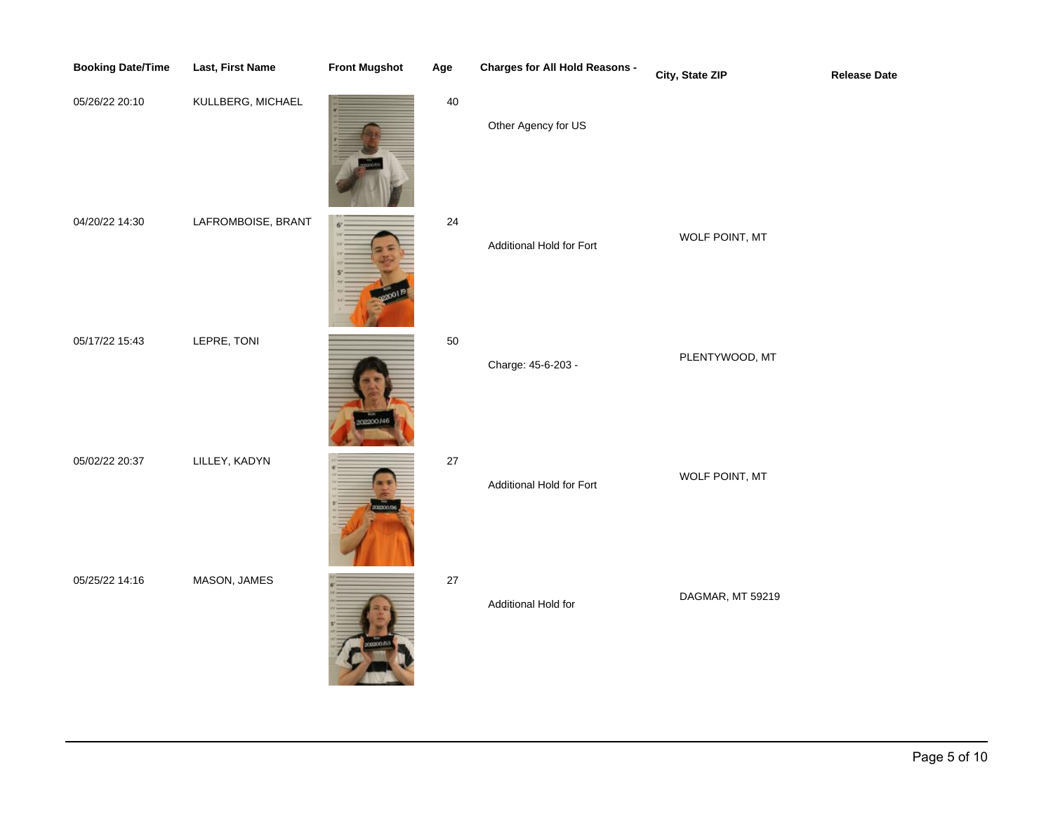| Booking Date/Time | Last, First Name | Front Mugshot | Age | Charges for All Hold Reasons - | City, State ZIP | Release Date |
|---|---|---|---|---|---|---|
| 05/26/22 20:10 | KULLBERG, MICHAEL | | 40 | Other Agency for US | | |
| 04/20/22 14:30 | LAFROMBOISE, BRANT | | 24 | Additional Hold for Fort | WOLF POINT, MT | |
| 05/17/22 15:43 | LEPRE, TONI | | 50 | Charge: 45-6-203 - | PLENTYWOOD, MT | |
| 05/02/22 20:37 | LILLEY, KADYN | | 27 | Additional Hold for Fort | WOLF POINT, MT | |
| 05/25/22 14:16 | MASON, JAMES | | 27 | Additional Hold for | DAGMAR, MT 59219 | |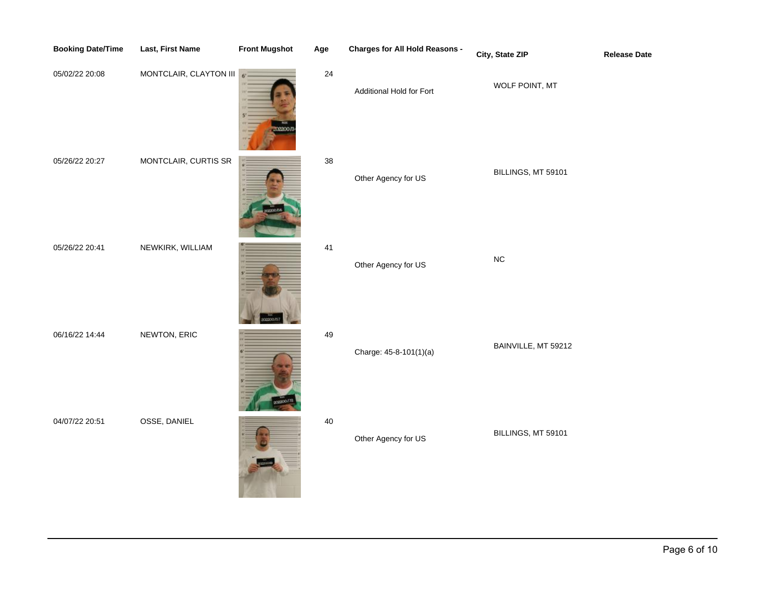| Booking Date/Time | Last, First Name | Front Mugshot | Age | Charges for All Hold Reasons - | City, State ZIP | Release Date |
|---|---|---|---|---|---|---|
| 05/02/22 20:08 | MONTCLAIR, CLAYTON III | | 24 | Additional Hold for Fort | WOLF POINT, MT | |
| 05/26/22 20:27 | MONTCLAIR, CURTIS SR | | 38 | Other Agency for US | BILLINGS, MT 59101 | |
| 05/26/22 20:41 | NEWKIRK, WILLIAM | | 41 | Other Agency for US | NC | |
| 06/16/22 14:44 | NEWTON, ERIC | | 49 | Charge: 45-8-101(1)(a) | BAINVILLE, MT 59212 | |
| 04/07/22 20:51 | OSSE, DANIEL | | 40 | Other Agency for US | BILLINGS, MT 59101 | |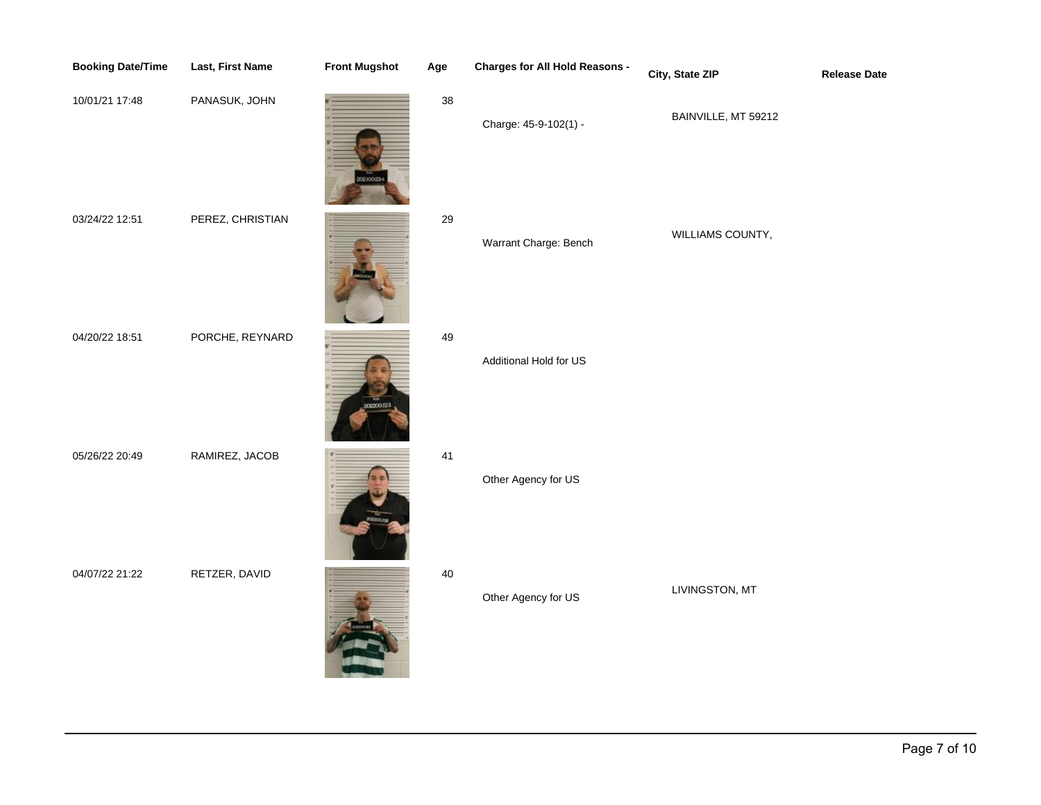| Booking Date/Time | Last, First Name | Front Mugshot | Age | Charges for All Hold Reasons - | City, State ZIP | Release Date |
|---|---|---|---|---|---|---|
| 10/01/21 17:48 | PANASUK, JOHN | | 38 | Charge: 45-9-102(1) - | BAINVILLE, MT 59212 | |
| 03/24/22 12:51 | PEREZ, CHRISTIAN | | 29 | Warrant Charge: Bench | WILLIAMS COUNTY, | |
| 04/20/22 18:51 | PORCHE, REYNARD | | 49 | Additional Hold for US | | |
| 05/26/22 20:49 | RAMIREZ, JACOB | | 41 | Other Agency for US | | |
| 04/07/22 21:22 | RETZER, DAVID | | 40 | Other Agency for US | LIVINGSTON, MT | |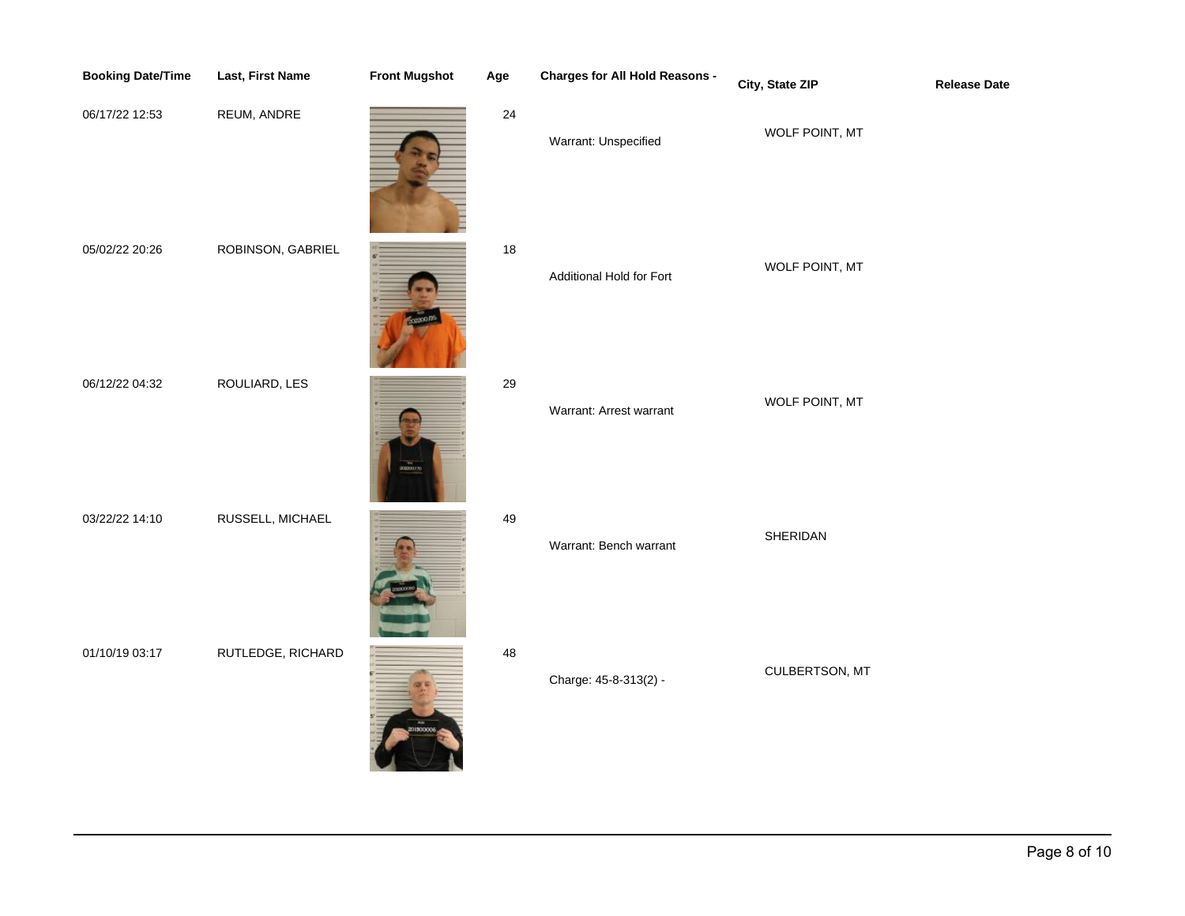| Booking Date/Time | Last, First Name | Front Mugshot | Age | Charges for All Hold Reasons - | City, State ZIP | Release Date |
|---|---|---|---|---|---|---|
| 06/17/22 12:53 | REUM, ANDRE | | 24 | Warrant: Unspecified | WOLF POINT, MT | |
| 05/02/22 20:26 | ROBINSON, GABRIEL | | 18 | Additional Hold for Fort | WOLF POINT, MT | |
| 06/12/22 04:32 | ROULIARD, LES | | 29 | Warrant: Arrest warrant | WOLF POINT, MT | |
| 03/22/22 14:10 | RUSSELL, MICHAEL | | 49 | Warrant: Bench warrant | SHERIDAN | |
| 01/10/19 03:17 | RUTLEDGE, RICHARD | | 48 | Charge: 45-8-313(2) - | CULBERTSON, MT | |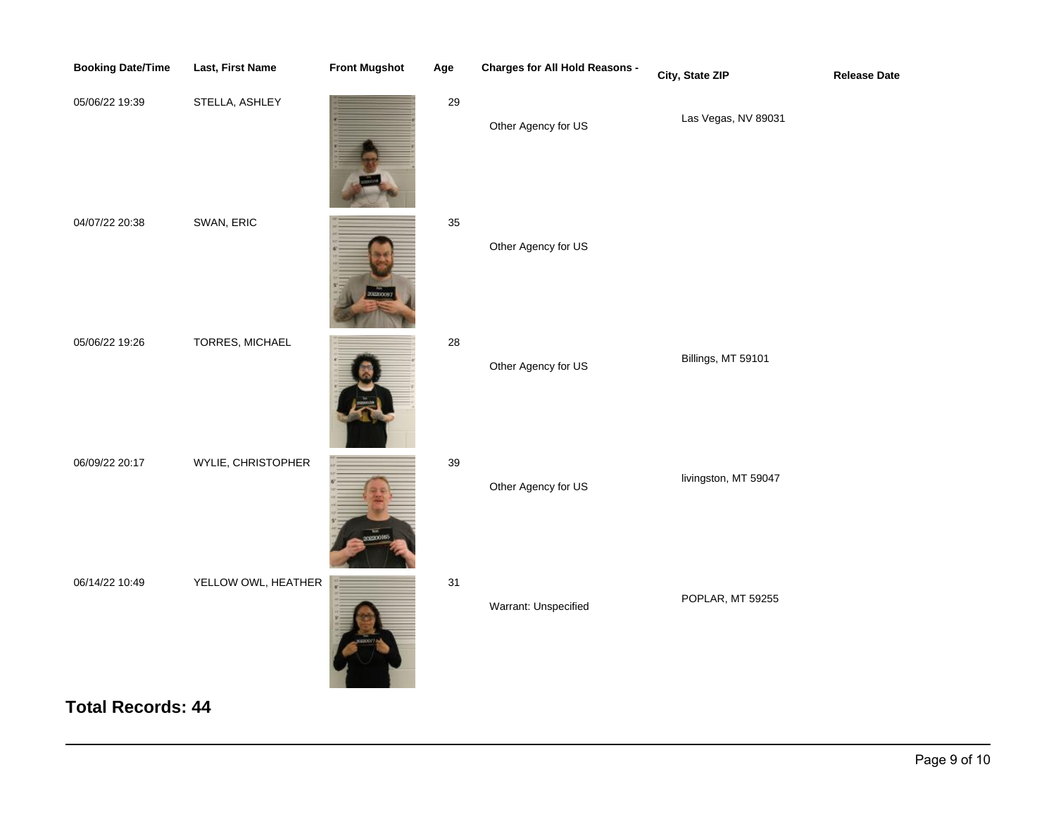| Booking Date/Time | Last, First Name | Front Mugshot | Age | Charges for All Hold Reasons - | City, State ZIP | Release Date |
|---|---|---|---|---|---|---|
| 05/06/22 19:39 | STELLA, ASHLEY | | 29 | Other Agency for US | Las Vegas, NV 89031 | |
| 04/07/22 20:38 | SWAN, ERIC | | 35 | Other Agency for US | | |
| 05/06/22 19:26 | TORRES, MICHAEL | | 28 | Other Agency for US | Billings, MT 59101 | |
| 06/09/22 20:17 | WYLIE, CHRISTOPHER | | 39 | Other Agency for US | livingston, MT 59047 | |
| 06/14/22 10:49 | YELLOW OWL, HEATHER | | 31 | Warrant: Unspecified | POPLAR, MT 59255 | |

## Total Records: 44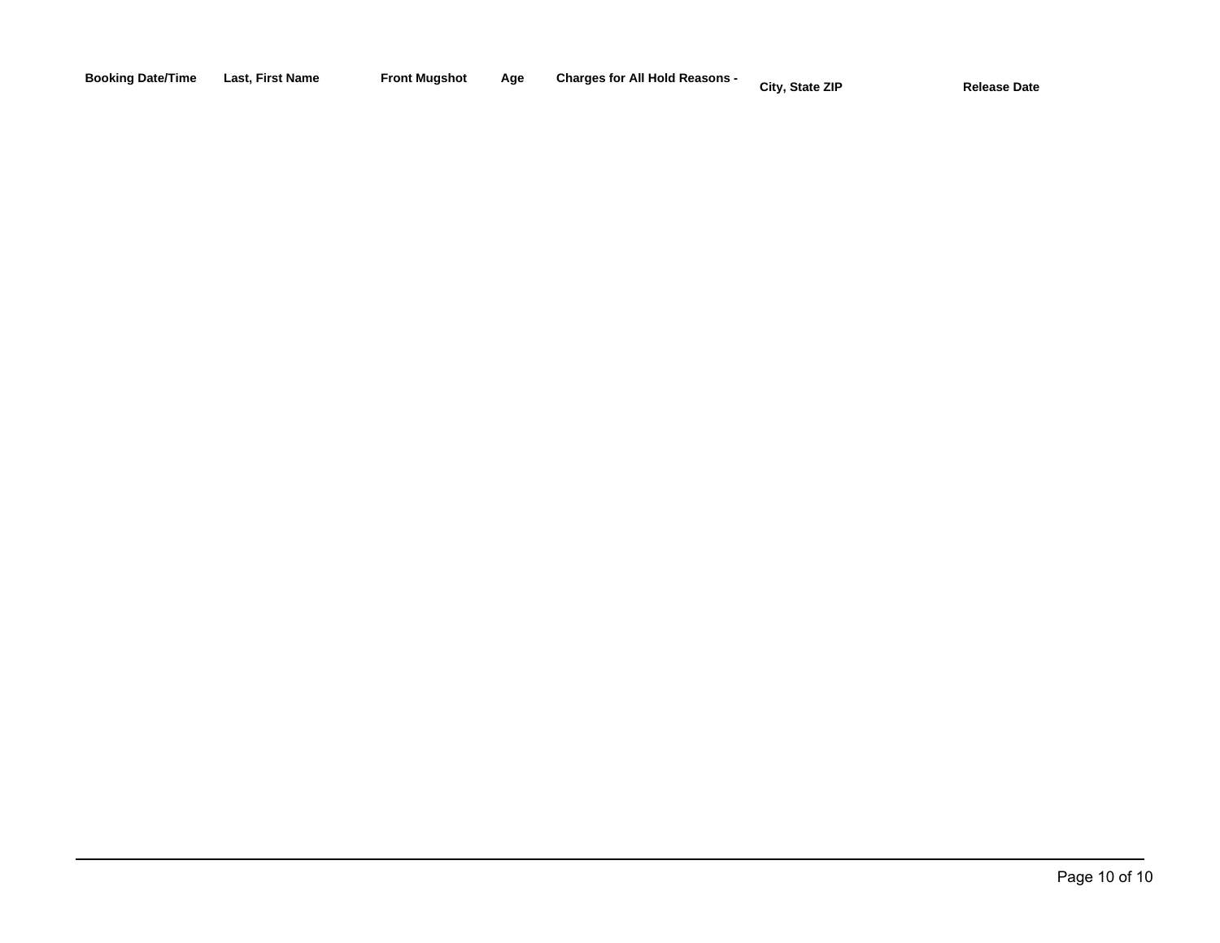| Booking Date/Time | Last, First Name | Front Mugshot | Age | Charges for All Hold Reasons - | City, State ZIP | Release Date |
|---|---|---|---|---|---|---|